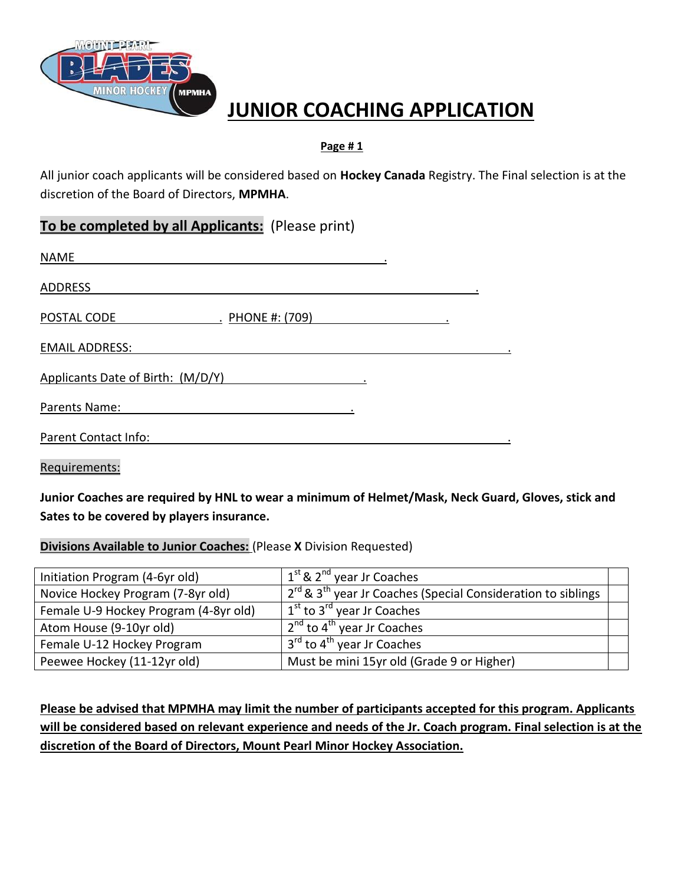# JUNIOR COACHING APPLICATION

**Page # 1**

All junior coach applicants will be considered based on **Hockey Canada** Registry. The Final selection is at the discretion of the Board of Directors, **MPMHA**.

**To be completed by all Applicants:** (Please print)

NAME ______________________________________________.

ADDRESS ______________________________________________________________.

POSTAL CODE ________________. PHONE #: (709) ____________________.

EMAIL ADDRESS: ______________________________________________________.

Applicants Date of Birth: (M/D/Y) ____________________.

Parents Name: ____________________________________.

Parent Contact Info: ______________________________________________________.

Requirements:

**Junior Coaches are required by HNL to wear a minimum of Helmet/Mask, Neck Guard, Gloves, stick and Sates to be covered by players insurance.**

**Divisions Available to Junior Coaches:** (Please **X** Division Requested)

| | | |
|---|---|---|
| Initiation Program (4-6yr old) | 1st & 2nd year Jr Coaches | |
| Novice Hockey Program (7-8yr old) | 2rd & 3th year Jr Coaches (Special Consideration to siblings | |
| Female U-9 Hockey Program (4-8yr old) | 1st to 3rd year Jr Coaches | |
| Atom House (9-10yr old) | 2nd to 4th year Jr Coaches | |
| Female U-12 Hockey Program | 3rd to 4th year Jr Coaches | |
| Peewee Hockey (11-12yr old) | Must be mini 15yr old (Grade 9 or Higher) | |

**Please be advised that MPMHA may limit the number of participants accepted for this program. Applicants will be considered based on relevant experience and needs of the Jr. Coach program. Final selection is at the discretion of the Board of Directors, Mount Pearl Minor Hockey Association.**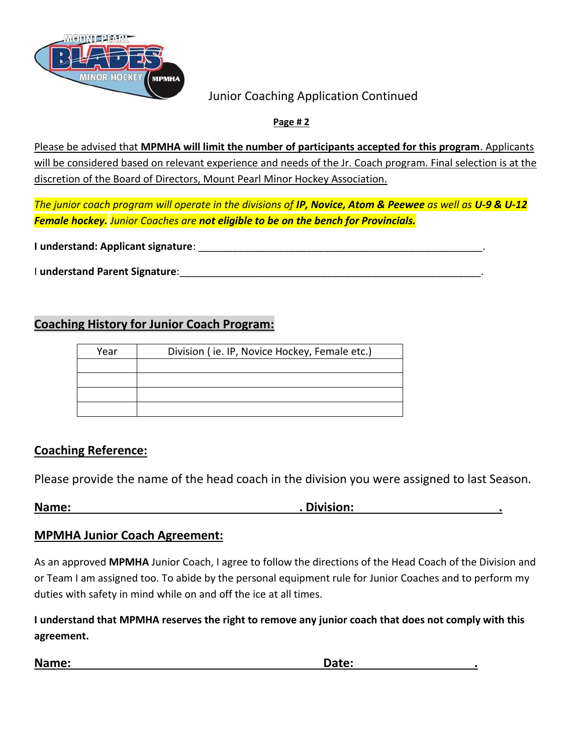Junior Coaching Application Continued

**Page # 2**

Please be advised that **MPMHA will limit the number of participants accepted for this program**. Applicants will be considered based on relevant experience and needs of the Jr. Coach program. Final selection is at the discretion of the Board of Directors, Mount Pearl Minor Hockey Association.

*The junior coach program will operate in the divisions of **IP, Novice, Atom & Peewee** as well as **U-9 & U-12 Female hockey.** Junior Coaches are **not eligible to be on the bench for Provincials.***

**I understand: Applicant signature**: \_\_\_\_\_\_\_\_\_\_\_\_\_\_\_\_\_\_\_\_\_\_\_\_\_\_\_\_\_\_\_\_\_\_\_\_\_\_\_\_\_\_\_\_\_\_\_\_\_\_.

I **understand Parent Signature**:\_\_\_\_\_\_\_\_\_\_\_\_\_\_\_\_\_\_\_\_\_\_\_\_\_\_\_\_\_\_\_\_\_\_\_\_\_\_\_\_\_\_\_\_\_\_\_\_\_\_\_\_\_\_.

## Coaching History for Junior Coach Program:

| Year | Division ( ie. IP, Novice Hockey, Female etc.) |
| --- | --- |
| | |
| | |
| | |
| | |

## Coaching Reference:

Please provide the name of the head coach in the division you were assigned to last Season.

**Name: \_\_\_\_\_\_\_\_\_\_\_\_\_\_\_\_\_\_\_\_\_\_\_\_\_\_\_\_\_\_\_\_\_\_\_\_\_\_\_\_. Division: \_\_\_\_\_\_\_\_\_\_\_\_\_\_\_\_\_\_\_\_\_\_\_.**

## MPMHA Junior Coach Agreement:

As an approved **MPMHA** Junior Coach, I agree to follow the directions of the Head Coach of the Division and or Team I am assigned too. To abide by the personal equipment rule for Junior Coaches and to perform my duties with safety in mind while on and off the ice at all times.

**I understand that MPMHA reserves the right to remove any junior coach that does not comply with this agreement.**

**Name: \_\_\_\_\_\_\_\_\_\_\_\_\_\_\_\_\_\_\_\_\_\_\_\_\_\_\_\_\_\_\_\_\_\_\_\_\_\_\_\_\_\_\_\_ Date: \_\_\_\_\_\_\_\_\_\_\_\_\_\_\_\_\_\_\_\_.**